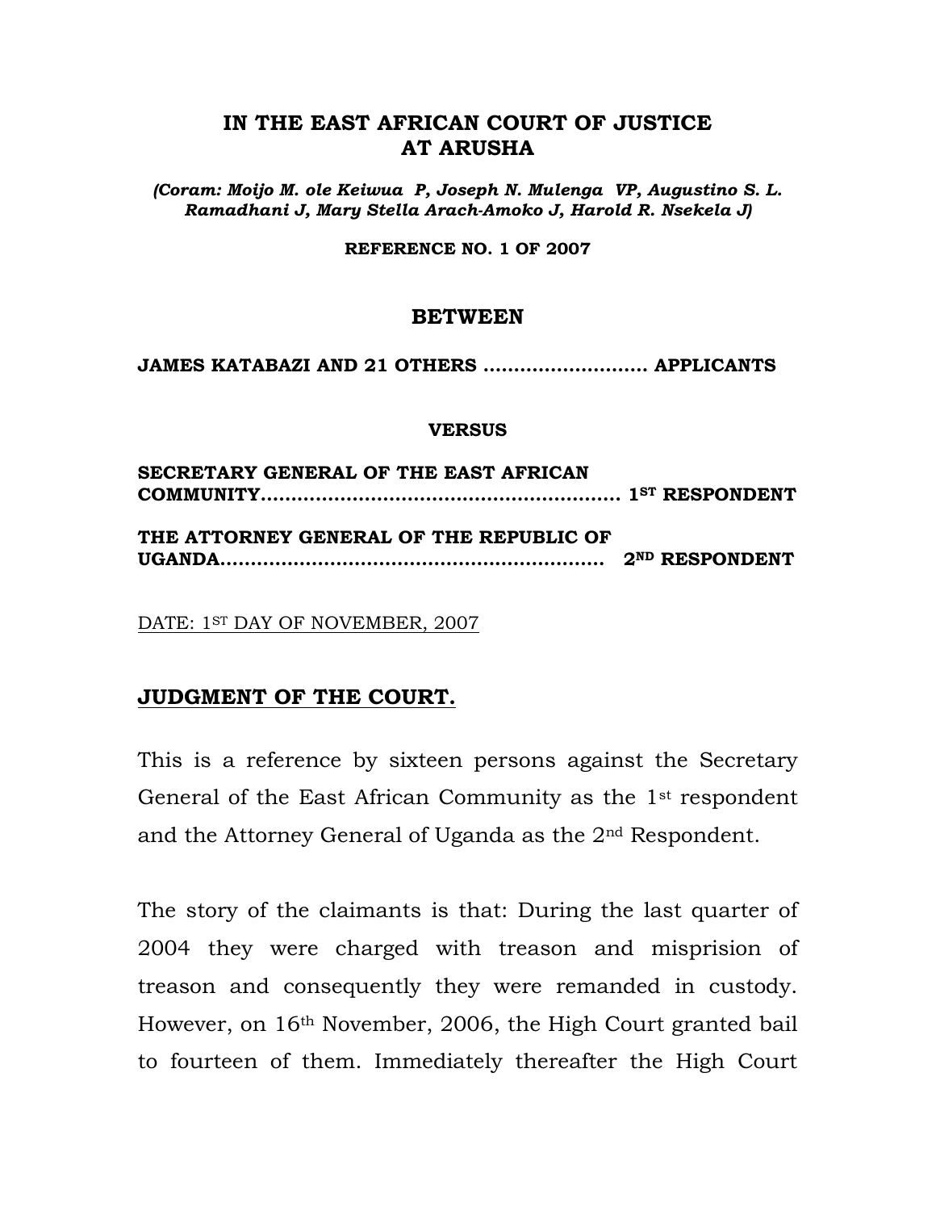# IN THE EAST AFRICAN COURT OF JUSTICE AT ARUSHA

***(Coram: Moijo M. ole Keiwua P, Joseph N. Mulenga VP, Augustino S. L. Ramadhani J, Mary Stella Arach-Amoko J, Harold R. Nsekela J)***

**REFERENCE NO. 1 OF 2007**

## BETWEEN

**JAMES KATABAZI AND 21 OTHERS ……………………… APPLICANTS**

**VERSUS**

**SECRETARY GENERAL OF THE EAST AFRICAN COMMUNITY…………………………………………………… 1ST RESPONDENT**

**THE ATTORNEY GENERAL OF THE REPUBLIC OF UGANDA………………………………………………………… 2ND RESPONDENT**

DATE: 1ST DAY OF NOVEMBER, 2007

## JUDGMENT OF THE COURT.

This is a reference by sixteen persons against the Secretary General of the East African Community as the 1st respondent and the Attorney General of Uganda as the 2nd Respondent.

The story of the claimants is that: During the last quarter of 2004 they were charged with treason and misprision of treason and consequently they were remanded in custody. However, on 16th November, 2006, the High Court granted bail to fourteen of them. Immediately thereafter the High Court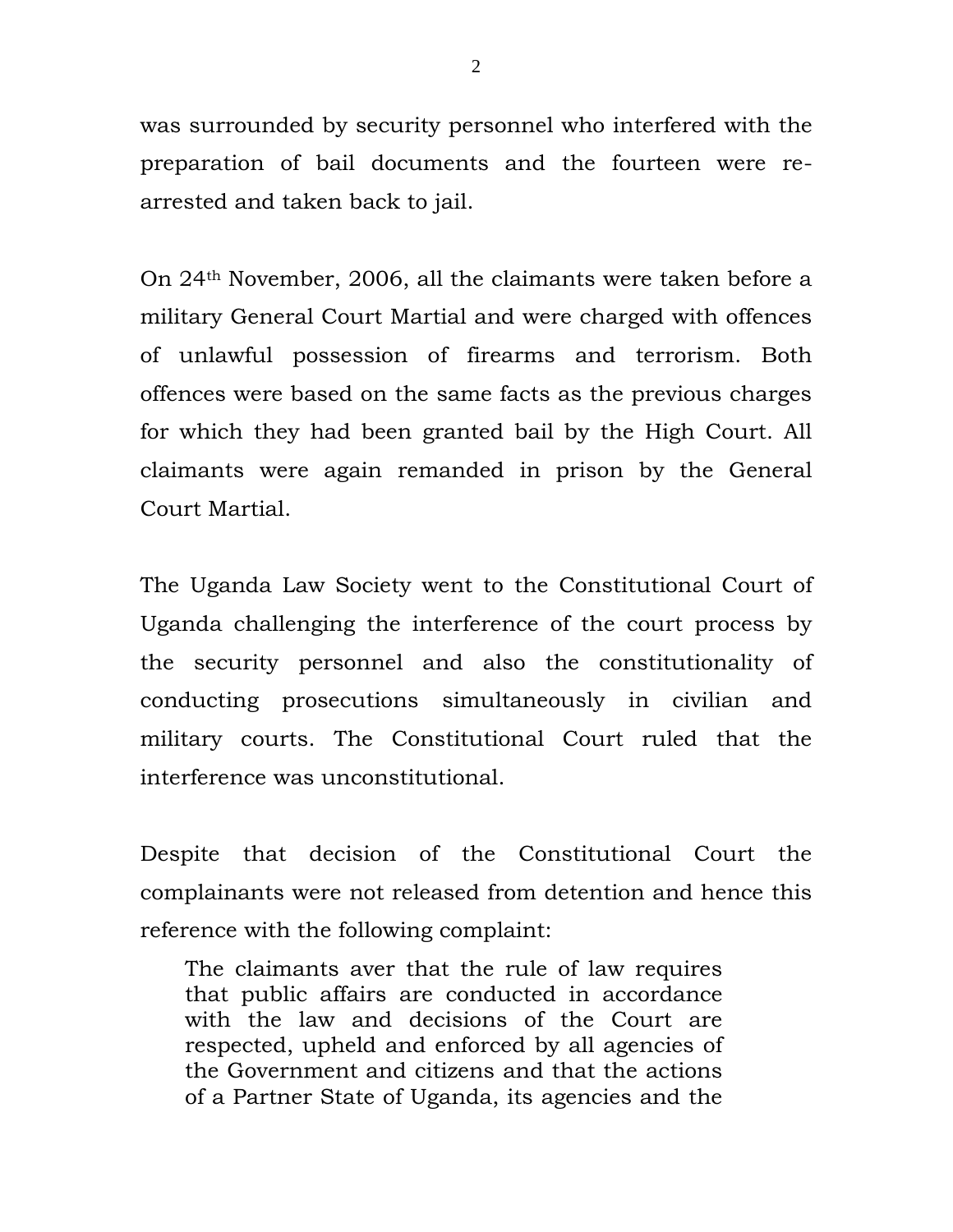was surrounded by security personnel who interfered with the preparation of bail documents and the fourteen were re-arrested and taken back to jail.

On 24th November, 2006, all the claimants were taken before a military General Court Martial and were charged with offences of unlawful possession of firearms and terrorism. Both offences were based on the same facts as the previous charges for which they had been granted bail by the High Court. All claimants were again remanded in prison by the General Court Martial.

The Uganda Law Society went to the Constitutional Court of Uganda challenging the interference of the court process by the security personnel and also the constitutionality of conducting prosecutions simultaneously in civilian and military courts. The Constitutional Court ruled that the interference was unconstitutional.

Despite that decision of the Constitutional Court the complainants were not released from detention and hence this reference with the following complaint:

> The claimants aver that the rule of law requires that public affairs are conducted in accordance with the law and decisions of the Court are respected, upheld and enforced by all agencies of the Government and citizens and that the actions of a Partner State of Uganda, its agencies and the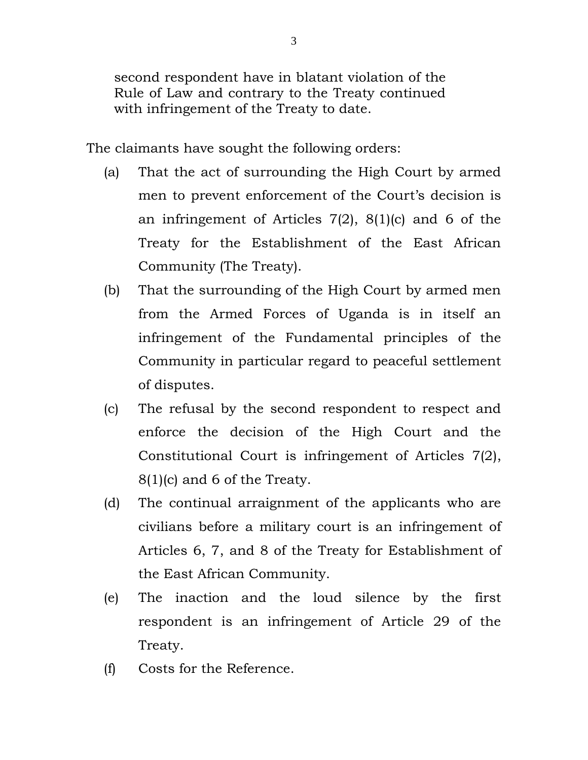second respondent have in blatant violation of the Rule of Law and contrary to the Treaty continued with infringement of the Treaty to date.

The claimants have sought the following orders:

(a) That the act of surrounding the High Court by armed men to prevent enforcement of the Court's decision is an infringement of Articles 7(2), 8(1)(c) and 6 of the Treaty for the Establishment of the East African Community (The Treaty).

(b) That the surrounding of the High Court by armed men from the Armed Forces of Uganda is in itself an infringement of the Fundamental principles of the Community in particular regard to peaceful settlement of disputes.

(c) The refusal by the second respondent to respect and enforce the decision of the High Court and the Constitutional Court is infringement of Articles 7(2), 8(1)(c) and 6 of the Treaty.

(d) The continual arraignment of the applicants who are civilians before a military court is an infringement of Articles 6, 7, and 8 of the Treaty for Establishment of the East African Community.

(e) The inaction and the loud silence by the first respondent is an infringement of Article 29 of the Treaty.

(f) Costs for the Reference.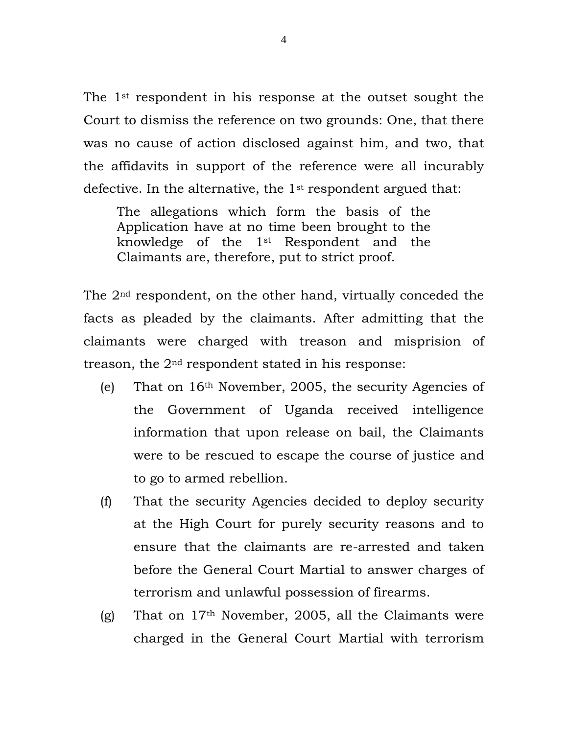The 1st respondent in his response at the outset sought the Court to dismiss the reference on two grounds: One, that there was no cause of action disclosed against him, and two, that the affidavits in support of the reference were all incurably defective. In the alternative, the 1st respondent argued that:

> The allegations which form the basis of the Application have at no time been brought to the knowledge of the 1st Respondent and the Claimants are, therefore, put to strict proof.

The 2nd respondent, on the other hand, virtually conceded the facts as pleaded by the claimants. After admitting that the claimants were charged with treason and misprision of treason, the 2nd respondent stated in his response:

(e) That on 16th November, 2005, the security Agencies of the Government of Uganda received intelligence information that upon release on bail, the Claimants were to be rescued to escape the course of justice and to go to armed rebellion.

(f) That the security Agencies decided to deploy security at the High Court for purely security reasons and to ensure that the claimants are re-arrested and taken before the General Court Martial to answer charges of terrorism and unlawful possession of firearms.

(g) That on 17th November, 2005, all the Claimants were charged in the General Court Martial with terrorism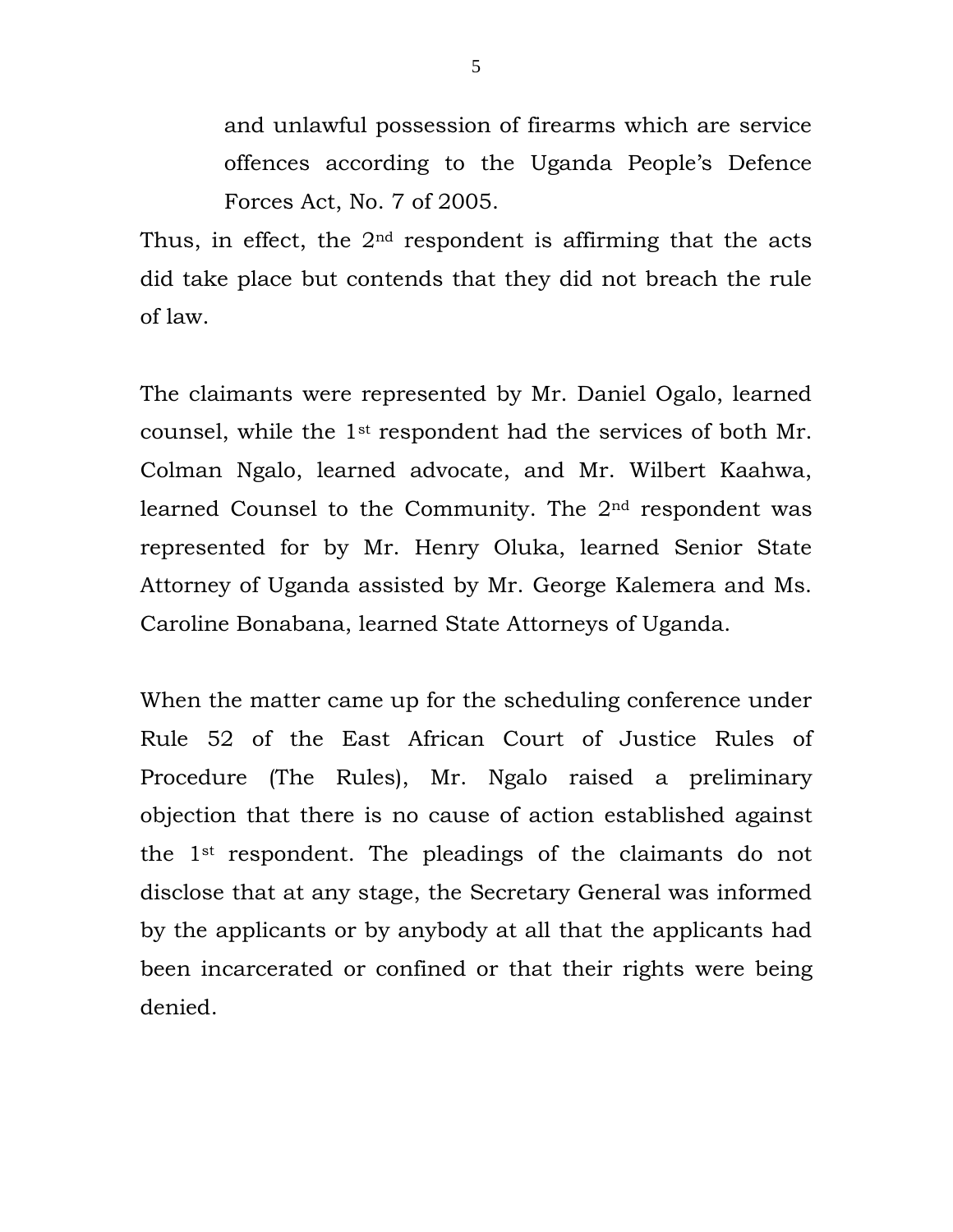and unlawful possession of firearms which are service offences according to the Uganda People's Defence Forces Act, No. 7 of 2005.

Thus, in effect, the 2nd respondent is affirming that the acts did take place but contends that they did not breach the rule of law.

The claimants were represented by Mr. Daniel Ogalo, learned counsel, while the 1st respondent had the services of both Mr. Colman Ngalo, learned advocate, and Mr. Wilbert Kaahwa, learned Counsel to the Community. The 2nd respondent was represented for by Mr. Henry Oluka, learned Senior State Attorney of Uganda assisted by Mr. George Kalemera and Ms. Caroline Bonabana, learned State Attorneys of Uganda.

When the matter came up for the scheduling conference under Rule 52 of the East African Court of Justice Rules of Procedure (The Rules), Mr. Ngalo raised a preliminary objection that there is no cause of action established against the 1st respondent. The pleadings of the claimants do not disclose that at any stage, the Secretary General was informed by the applicants or by anybody at all that the applicants had been incarcerated or confined or that their rights were being denied.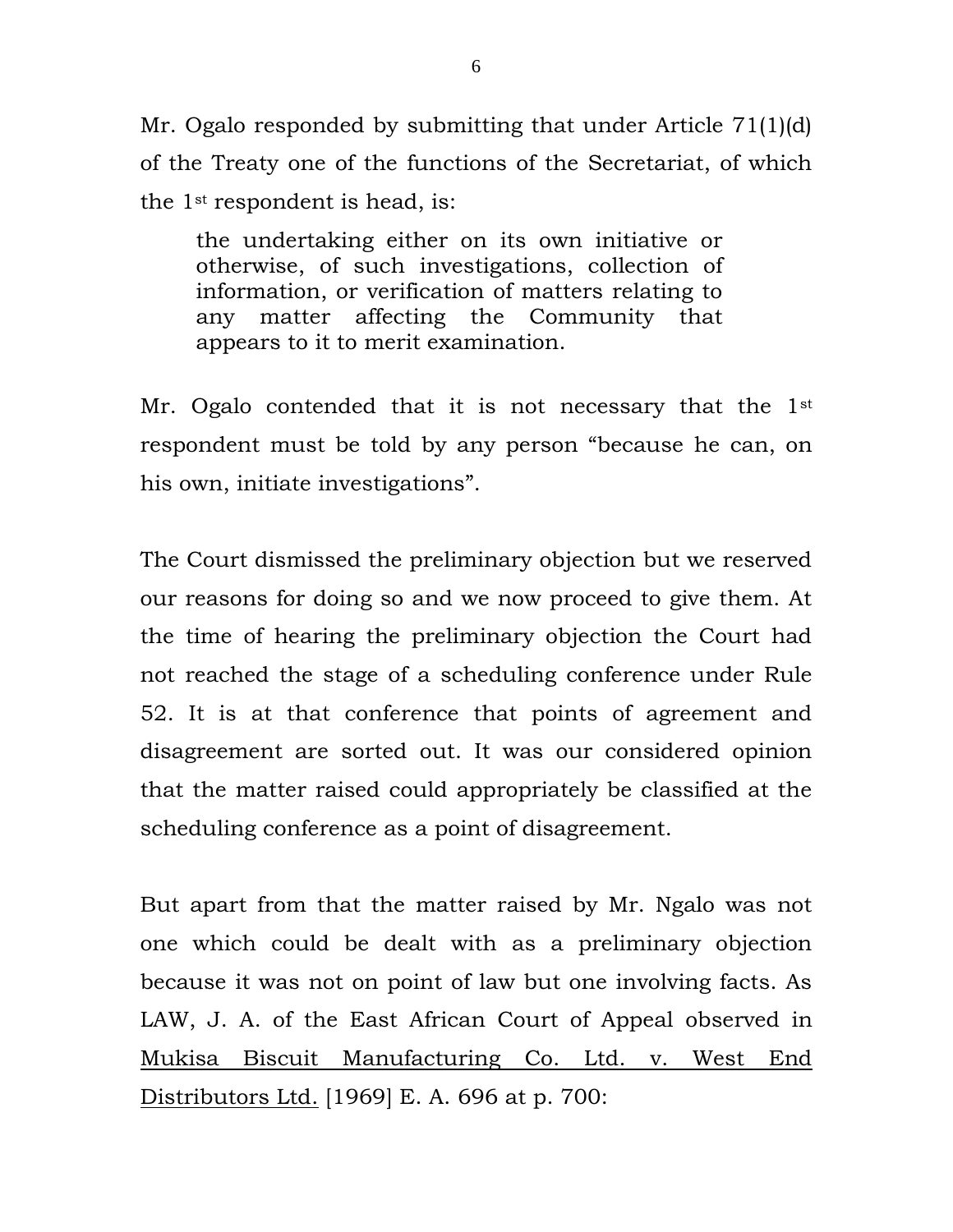Mr. Ogalo responded by submitting that under Article 71(1)(d) of the Treaty one of the functions of the Secretariat, of which the 1st respondent is head, is:

> the undertaking either on its own initiative or otherwise, of such investigations, collection of information, or verification of matters relating to any matter affecting the Community that appears to it to merit examination.

Mr. Ogalo contended that it is not necessary that the 1st respondent must be told by any person "because he can, on his own, initiate investigations".

The Court dismissed the preliminary objection but we reserved our reasons for doing so and we now proceed to give them. At the time of hearing the preliminary objection the Court had not reached the stage of a scheduling conference under Rule 52. It is at that conference that points of agreement and disagreement are sorted out. It was our considered opinion that the matter raised could appropriately be classified at the scheduling conference as a point of disagreement.

But apart from that the matter raised by Mr. Ngalo was not one which could be dealt with as a preliminary objection because it was not on point of law but one involving facts. As LAW, J. A. of the East African Court of Appeal observed in Mukisa Biscuit Manufacturing Co. Ltd. v. West End Distributors Ltd. [1969] E. A. 696 at p. 700: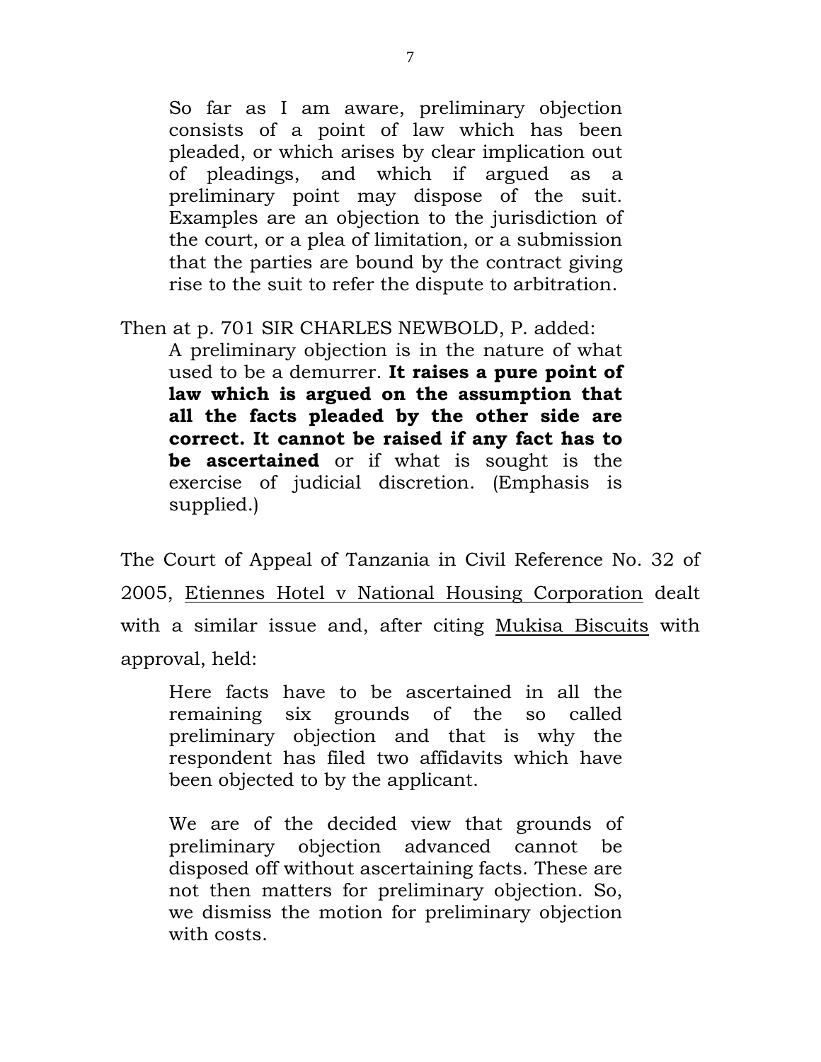> So far as I am aware, preliminary objection consists of a point of law which has been pleaded, or which arises by clear implication out of pleadings, and which if argued as a preliminary point may dispose of the suit. Examples are an objection to the jurisdiction of the court, or a plea of limitation, or a submission that the parties are bound by the contract giving rise to the suit to refer the dispute to arbitration.

Then at p. 701 SIR CHARLES NEWBOLD, P. added:

> A preliminary objection is in the nature of what used to be a demurrer. **It raises a pure point of law which is argued on the assumption that all the facts pleaded by the other side are correct. It cannot be raised if any fact has to be ascertained** or if what is sought is the exercise of judicial discretion. (Emphasis is supplied.)

The Court of Appeal of Tanzania in Civil Reference No. 32 of 2005, Etiennes Hotel v National Housing Corporation dealt with a similar issue and, after citing Mukisa Biscuits with approval, held:

> Here facts have to be ascertained in all the remaining six grounds of the so called preliminary objection and that is why the respondent has filed two affidavits which have been objected to by the applicant.
>
> We are of the decided view that grounds of preliminary objection advanced cannot be disposed off without ascertaining facts. These are not then matters for preliminary objection. So, we dismiss the motion for preliminary objection with costs.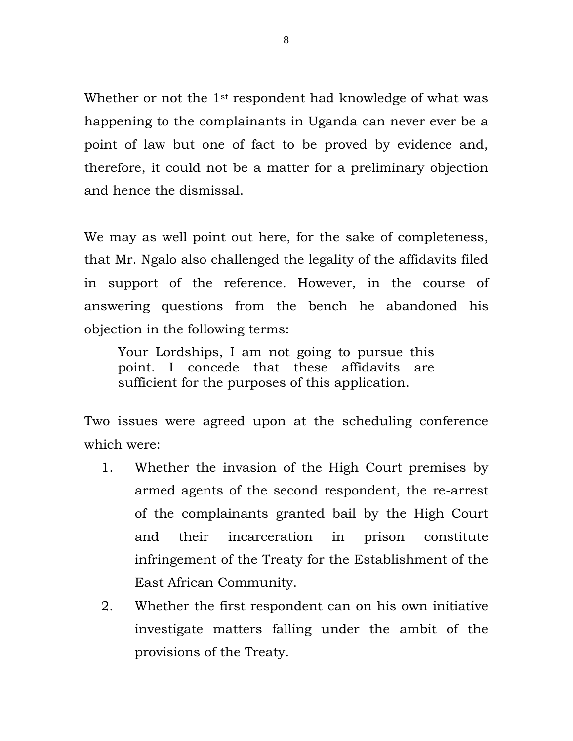Whether or not the 1st respondent had knowledge of what was happening to the complainants in Uganda can never ever be a point of law but one of fact to be proved by evidence and, therefore, it could not be a matter for a preliminary objection and hence the dismissal.

We may as well point out here, for the sake of completeness, that Mr. Ngalo also challenged the legality of the affidavits filed in support of the reference. However, in the course of answering questions from the bench he abandoned his objection in the following terms:

> Your Lordships, I am not going to pursue this point. I concede that these affidavits are sufficient for the purposes of this application.

Two issues were agreed upon at the scheduling conference which were:

1. Whether the invasion of the High Court premises by armed agents of the second respondent, the re-arrest of the complainants granted bail by the High Court and their incarceration in prison constitute infringement of the Treaty for the Establishment of the East African Community.
2. Whether the first respondent can on his own initiative investigate matters falling under the ambit of the provisions of the Treaty.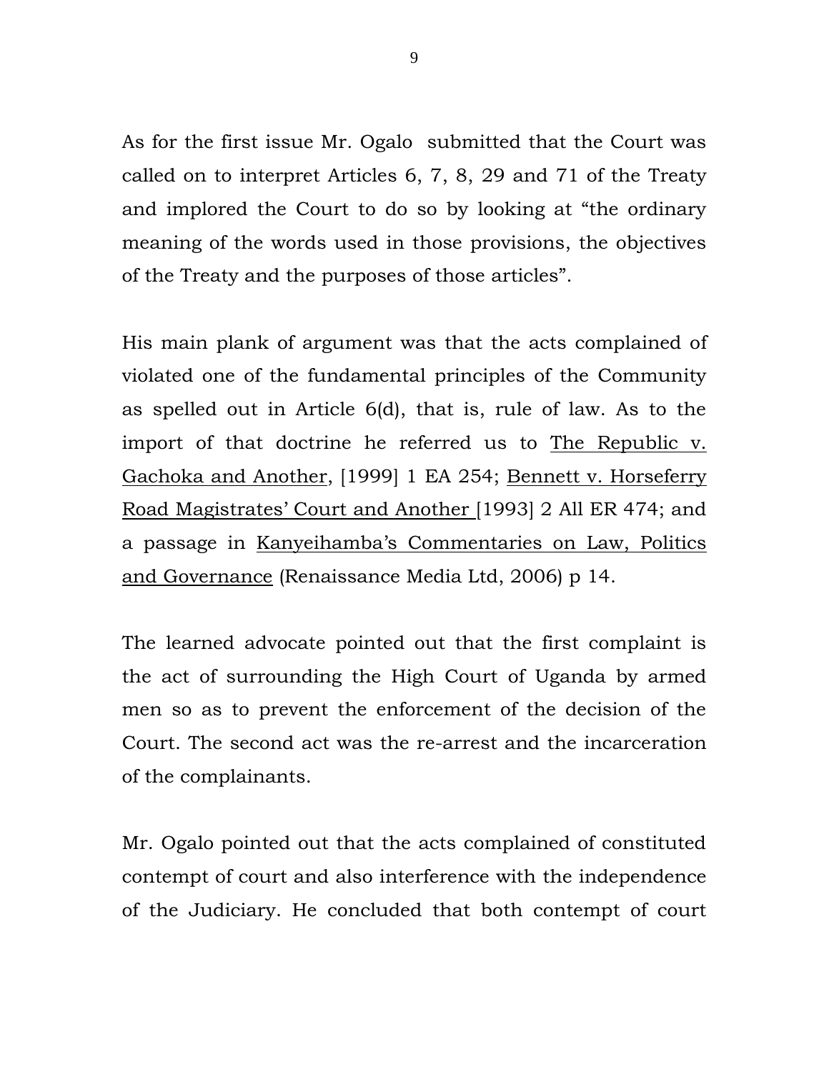As for the first issue Mr. Ogalo submitted that the Court was called on to interpret Articles 6, 7, 8, 29 and 71 of the Treaty and implored the Court to do so by looking at "the ordinary meaning of the words used in those provisions, the objectives of the Treaty and the purposes of those articles".

His main plank of argument was that the acts complained of violated one of the fundamental principles of the Community as spelled out in Article 6(d), that is, rule of law. As to the import of that doctrine he referred us to The Republic v. Gachoka and Another, [1999] 1 EA 254; Bennett v. Horseferry Road Magistrates' Court and Another [1993] 2 All ER 474; and a passage in Kanyeihamba's Commentaries on Law, Politics and Governance (Renaissance Media Ltd, 2006) p 14.

The learned advocate pointed out that the first complaint is the act of surrounding the High Court of Uganda by armed men so as to prevent the enforcement of the decision of the Court. The second act was the re-arrest and the incarceration of the complainants.

Mr. Ogalo pointed out that the acts complained of constituted contempt of court and also interference with the independence of the Judiciary. He concluded that both contempt of court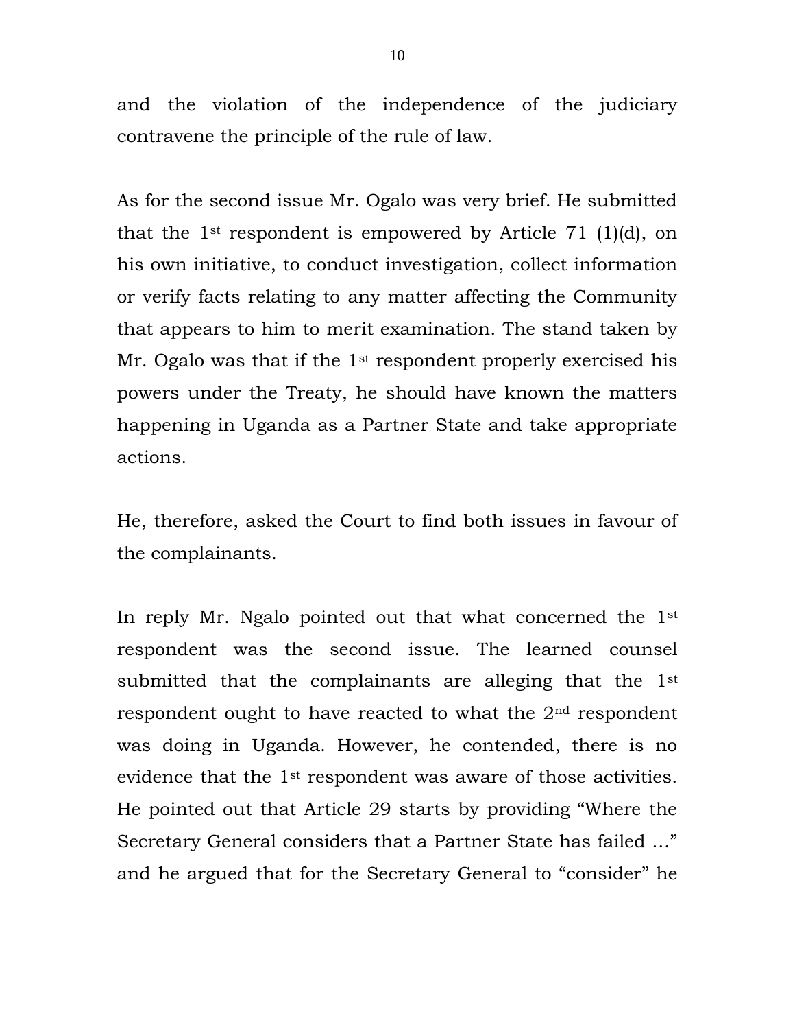and the violation of the independence of the judiciary contravene the principle of the rule of law.

As for the second issue Mr. Ogalo was very brief. He submitted that the 1st respondent is empowered by Article 71 (1)(d), on his own initiative, to conduct investigation, collect information or verify facts relating to any matter affecting the Community that appears to him to merit examination. The stand taken by Mr. Ogalo was that if the 1st respondent properly exercised his powers under the Treaty, he should have known the matters happening in Uganda as a Partner State and take appropriate actions.

He, therefore, asked the Court to find both issues in favour of the complainants.

In reply Mr. Ngalo pointed out that what concerned the 1st respondent was the second issue. The learned counsel submitted that the complainants are alleging that the 1st respondent ought to have reacted to what the 2nd respondent was doing in Uganda. However, he contended, there is no evidence that the 1st respondent was aware of those activities. He pointed out that Article 29 starts by providing "Where the Secretary General considers that a Partner State has failed …" and he argued that for the Secretary General to "consider" he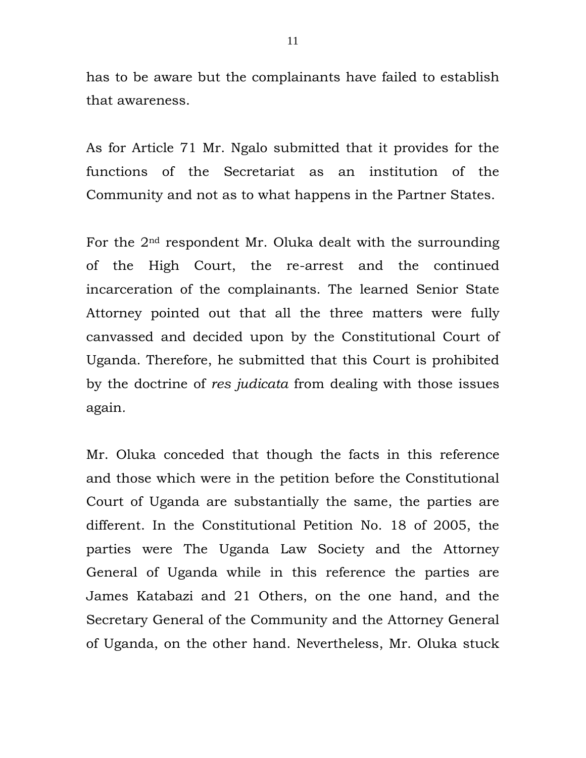has to be aware but the complainants have failed to establish that awareness.

As for Article 71 Mr. Ngalo submitted that it provides for the functions of the Secretariat as an institution of the Community and not as to what happens in the Partner States.

For the 2nd respondent Mr. Oluka dealt with the surrounding of the High Court, the re-arrest and the continued incarceration of the complainants. The learned Senior State Attorney pointed out that all the three matters were fully canvassed and decided upon by the Constitutional Court of Uganda. Therefore, he submitted that this Court is prohibited by the doctrine of *res judicata* from dealing with those issues again.

Mr. Oluka conceded that though the facts in this reference and those which were in the petition before the Constitutional Court of Uganda are substantially the same, the parties are different. In the Constitutional Petition No. 18 of 2005, the parties were The Uganda Law Society and the Attorney General of Uganda while in this reference the parties are James Katabazi and 21 Others, on the one hand, and the Secretary General of the Community and the Attorney General of Uganda, on the other hand. Nevertheless, Mr. Oluka stuck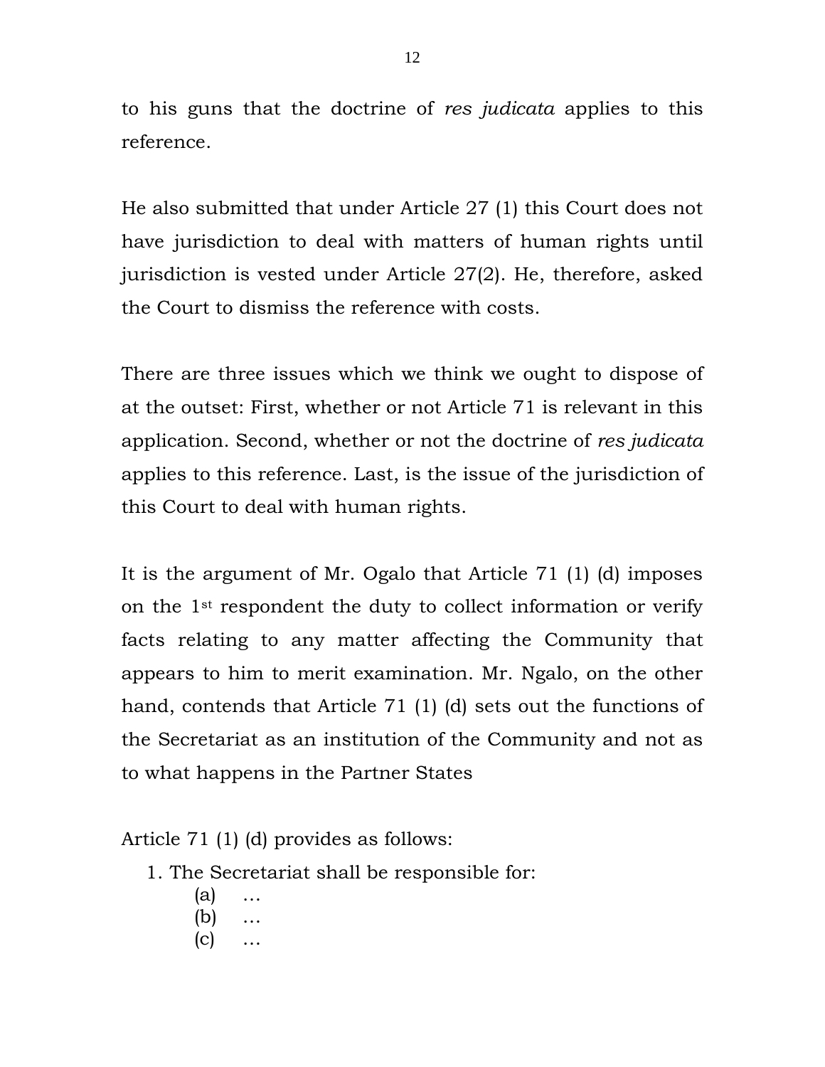to his guns that the doctrine of *res judicata* applies to this reference.

He also submitted that under Article 27 (1) this Court does not have jurisdiction to deal with matters of human rights until jurisdiction is vested under Article 27(2). He, therefore, asked the Court to dismiss the reference with costs.

There are three issues which we think we ought to dispose of at the outset: First, whether or not Article 71 is relevant in this application. Second, whether or not the doctrine of *res judicata* applies to this reference. Last, is the issue of the jurisdiction of this Court to deal with human rights.

It is the argument of Mr. Ogalo that Article 71 (1) (d) imposes on the 1st respondent the duty to collect information or verify facts relating to any matter affecting the Community that appears to him to merit examination. Mr. Ngalo, on the other hand, contends that Article 71 (1) (d) sets out the functions of the Secretariat as an institution of the Community and not as to what happens in the Partner States

Article 71 (1) (d) provides as follows:

1. The Secretariat shall be responsible for:
   - (a) …
   - (b) …
   - (c) …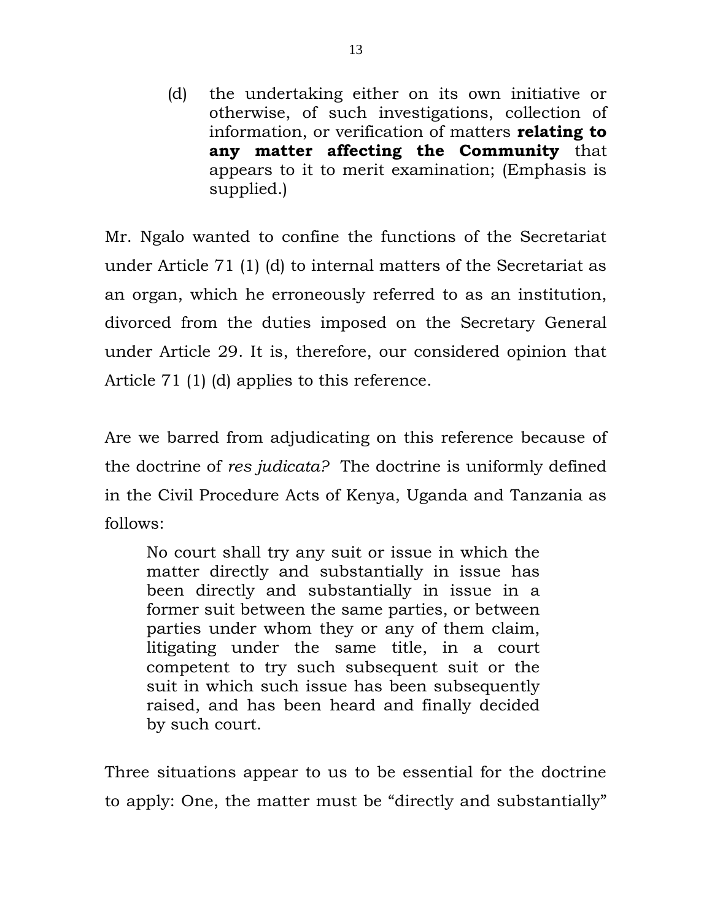(d) the undertaking either on its own initiative or otherwise, of such investigations, collection of information, or verification of matters **relating to any matter affecting the Community** that appears to it to merit examination; (Emphasis is supplied.)

Mr. Ngalo wanted to confine the functions of the Secretariat under Article 71 (1) (d) to internal matters of the Secretariat as an organ, which he erroneously referred to as an institution, divorced from the duties imposed on the Secretary General under Article 29. It is, therefore, our considered opinion that Article 71 (1) (d) applies to this reference.

Are we barred from adjudicating on this reference because of the doctrine of *res judicata?* The doctrine is uniformly defined in the Civil Procedure Acts of Kenya, Uganda and Tanzania as follows:

> No court shall try any suit or issue in which the matter directly and substantially in issue has been directly and substantially in issue in a former suit between the same parties, or between parties under whom they or any of them claim, litigating under the same title, in a court competent to try such subsequent suit or the suit in which such issue has been subsequently raised, and has been heard and finally decided by such court.

Three situations appear to us to be essential for the doctrine to apply: One, the matter must be "directly and substantially"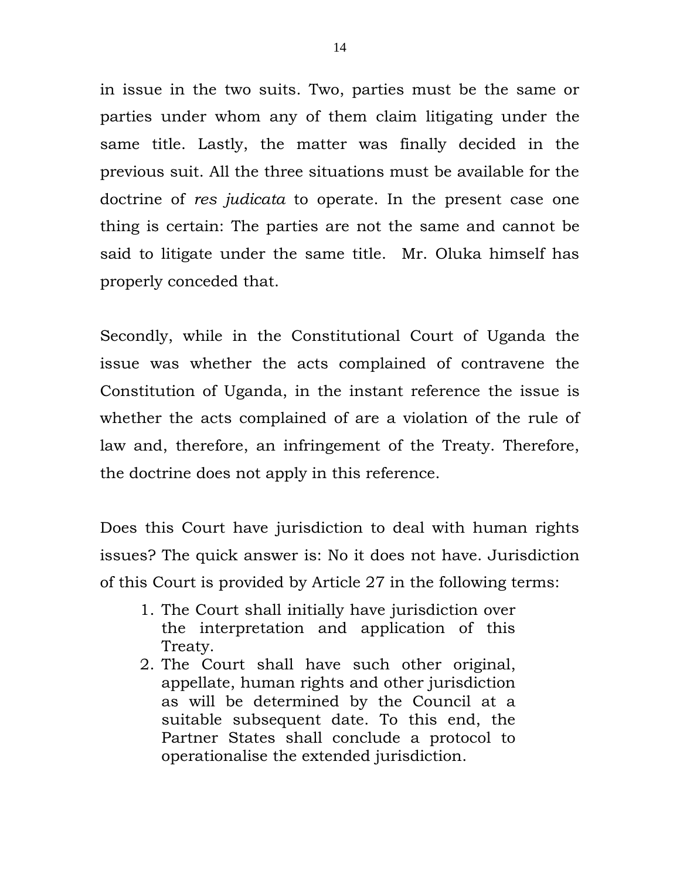in issue in the two suits. Two, parties must be the same or parties under whom any of them claim litigating under the same title. Lastly, the matter was finally decided in the previous suit. All the three situations must be available for the doctrine of *res judicata* to operate. In the present case one thing is certain: The parties are not the same and cannot be said to litigate under the same title. Mr. Oluka himself has properly conceded that.

Secondly, while in the Constitutional Court of Uganda the issue was whether the acts complained of contravene the Constitution of Uganda, in the instant reference the issue is whether the acts complained of are a violation of the rule of law and, therefore, an infringement of the Treaty. Therefore, the doctrine does not apply in this reference.

Does this Court have jurisdiction to deal with human rights issues? The quick answer is: No it does not have. Jurisdiction of this Court is provided by Article 27 in the following terms:

> 1. The Court shall initially have jurisdiction over the interpretation and application of this Treaty.
> 2. The Court shall have such other original, appellate, human rights and other jurisdiction as will be determined by the Council at a suitable subsequent date. To this end, the Partner States shall conclude a protocol to operationalise the extended jurisdiction.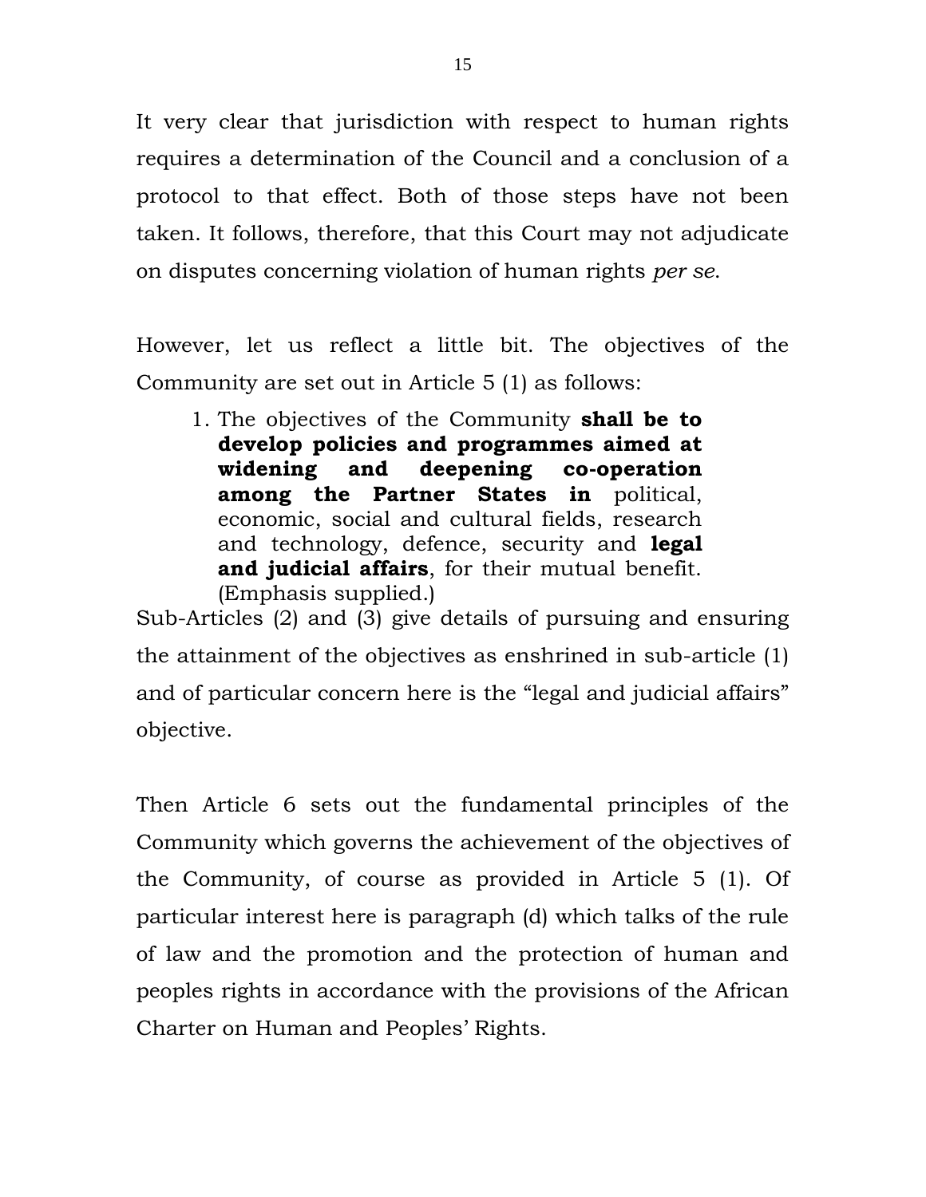It very clear that jurisdiction with respect to human rights requires a determination of the Council and a conclusion of a protocol to that effect. Both of those steps have not been taken. It follows, therefore, that this Court may not adjudicate on disputes concerning violation of human rights *per se*.

However, let us reflect a little bit. The objectives of the Community are set out in Article 5 (1) as follows:

> 1. The objectives of the Community **shall be to develop policies and programmes aimed at widening and deepening co-operation among the Partner States in** political, economic, social and cultural fields, research and technology, defence, security and **legal and judicial affairs**, for their mutual benefit. (Emphasis supplied.)

Sub-Articles (2) and (3) give details of pursuing and ensuring the attainment of the objectives as enshrined in sub-article (1) and of particular concern here is the "legal and judicial affairs" objective.

Then Article 6 sets out the fundamental principles of the Community which governs the achievement of the objectives of the Community, of course as provided in Article 5 (1). Of particular interest here is paragraph (d) which talks of the rule of law and the promotion and the protection of human and peoples rights in accordance with the provisions of the African Charter on Human and Peoples' Rights.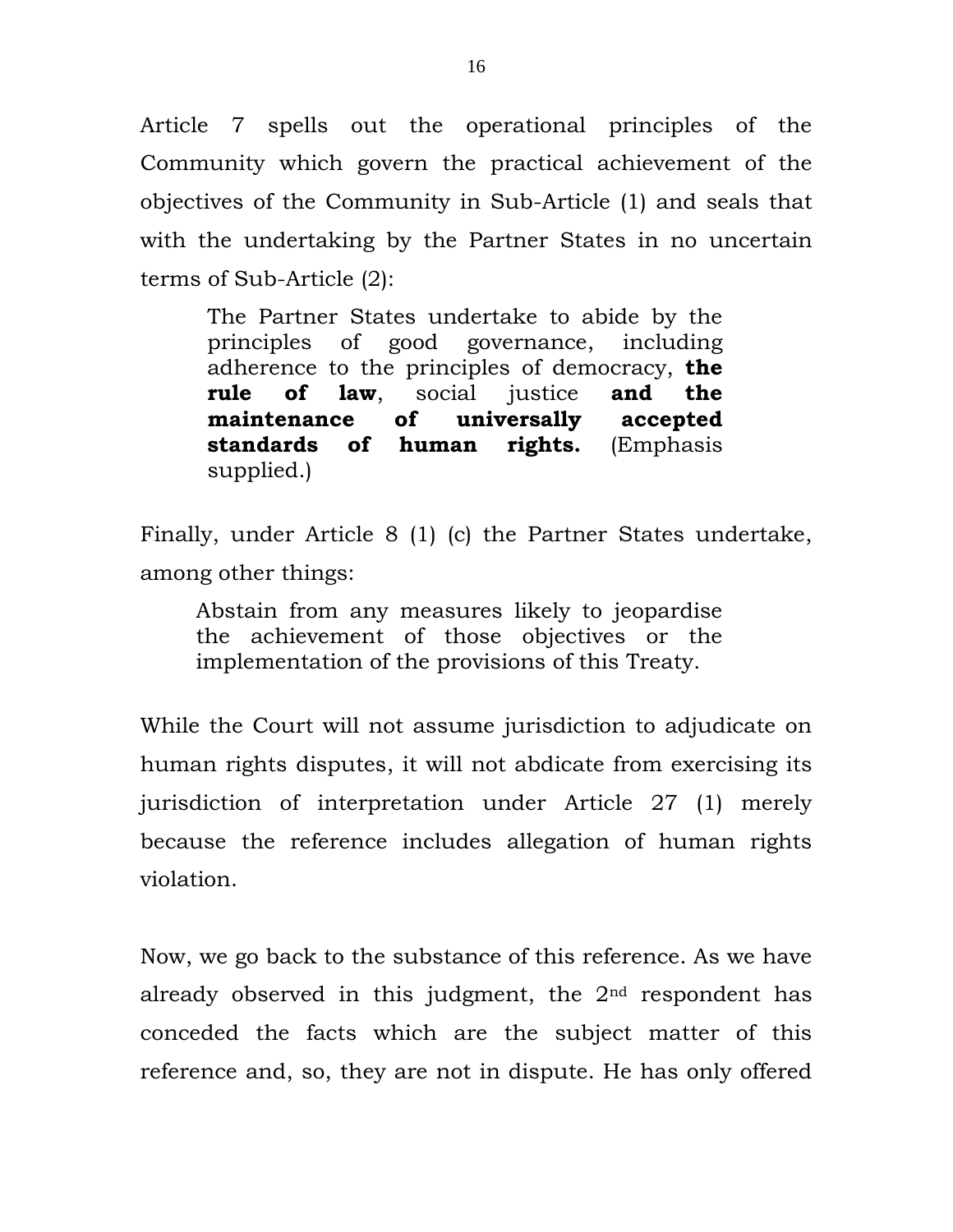Article 7 spells out the operational principles of the Community which govern the practical achievement of the objectives of the Community in Sub-Article (1) and seals that with the undertaking by the Partner States in no uncertain terms of Sub-Article (2):

> The Partner States undertake to abide by the principles of good governance, including adherence to the principles of democracy, **the rule of law**, social justice **and the maintenance of universally accepted standards of human rights.** (Emphasis supplied.)

Finally, under Article 8 (1) (c) the Partner States undertake, among other things:

> Abstain from any measures likely to jeopardise the achievement of those objectives or the implementation of the provisions of this Treaty.

While the Court will not assume jurisdiction to adjudicate on human rights disputes, it will not abdicate from exercising its jurisdiction of interpretation under Article 27 (1) merely because the reference includes allegation of human rights violation.

Now, we go back to the substance of this reference. As we have already observed in this judgment, the 2nd respondent has conceded the facts which are the subject matter of this reference and, so, they are not in dispute. He has only offered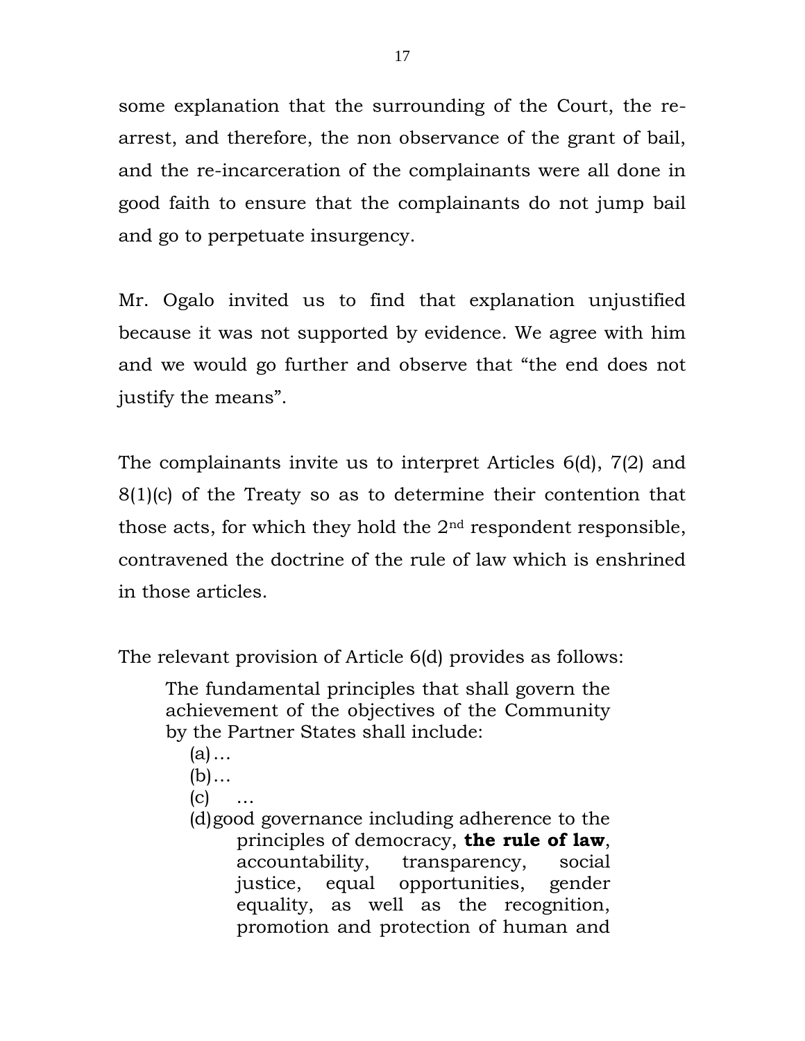some explanation that the surrounding of the Court, the re-arrest, and therefore, the non observance of the grant of bail, and the re-incarceration of the complainants were all done in good faith to ensure that the complainants do not jump bail and go to perpetuate insurgency.

Mr. Ogalo invited us to find that explanation unjustified because it was not supported by evidence. We agree with him and we would go further and observe that "the end does not justify the means".

The complainants invite us to interpret Articles 6(d), 7(2) and 8(1)(c) of the Treaty so as to determine their contention that those acts, for which they hold the 2nd respondent responsible, contravened the doctrine of the rule of law which is enshrined in those articles.

The relevant provision of Article 6(d) provides as follows:

> The fundamental principles that shall govern the achievement of the objectives of the Community by the Partner States shall include:
>
> (a)…
>
> (b)…
>
> (c) …
>
> (d) good governance including adherence to the principles of democracy, **the rule of law**, accountability, transparency, social justice, equal opportunities, gender equality, as well as the recognition, promotion and protection of human and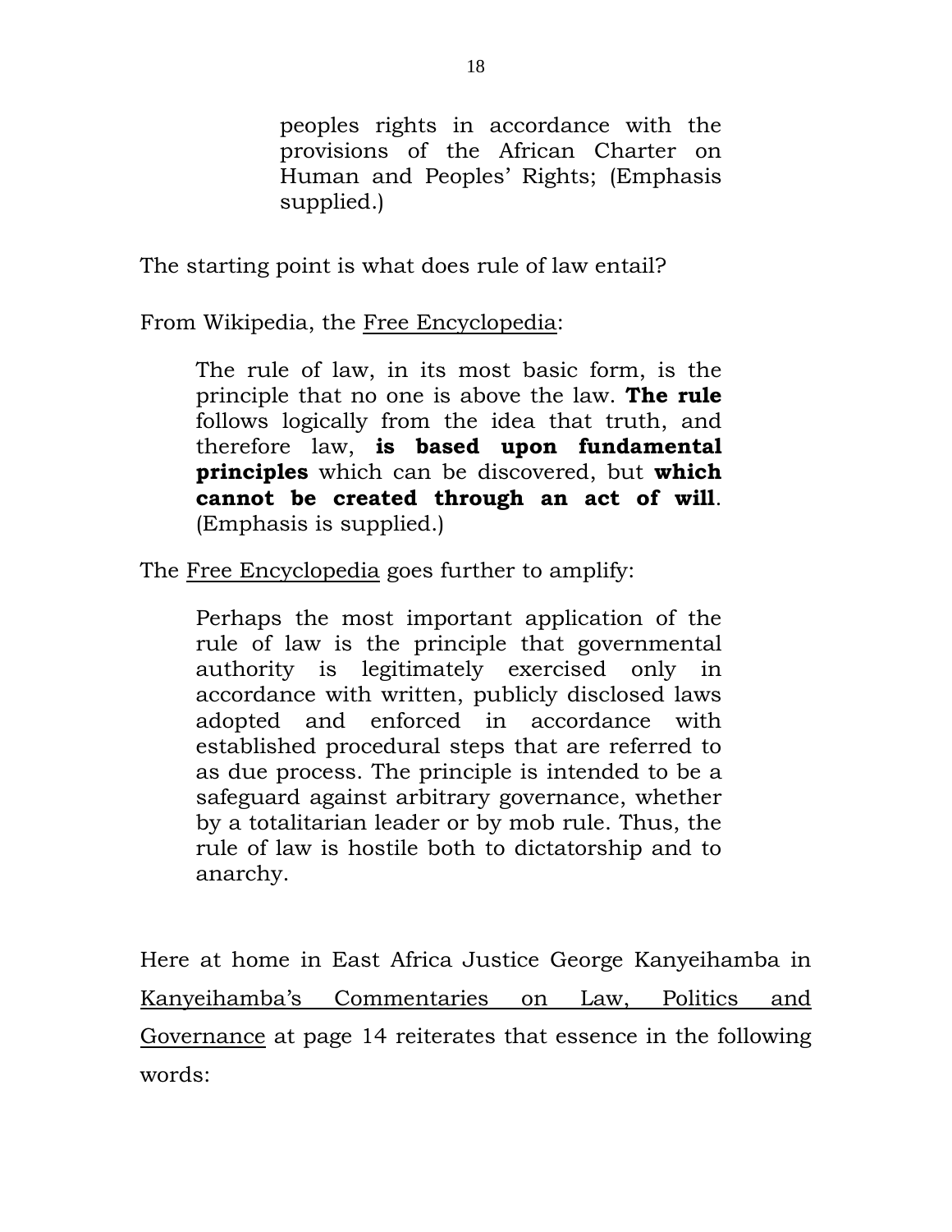> peoples rights in accordance with the provisions of the African Charter on Human and Peoples' Rights; (Emphasis supplied.)

The starting point is what does rule of law entail?

From Wikipedia, the Free Encyclopedia:

> The rule of law, in its most basic form, is the principle that no one is above the law. **The rule** follows logically from the idea that truth, and therefore law, **is based upon fundamental principles** which can be discovered, but **which cannot be created through an act of will**. (Emphasis is supplied.)

The Free Encyclopedia goes further to amplify:

> Perhaps the most important application of the rule of law is the principle that governmental authority is legitimately exercised only in accordance with written, publicly disclosed laws adopted and enforced in accordance with established procedural steps that are referred to as due process. The principle is intended to be a safeguard against arbitrary governance, whether by a totalitarian leader or by mob rule. Thus, the rule of law is hostile both to dictatorship and to anarchy.

Here at home in East Africa Justice George Kanyeihamba in Kanyeihamba's Commentaries on Law, Politics and Governance at page 14 reiterates that essence in the following words: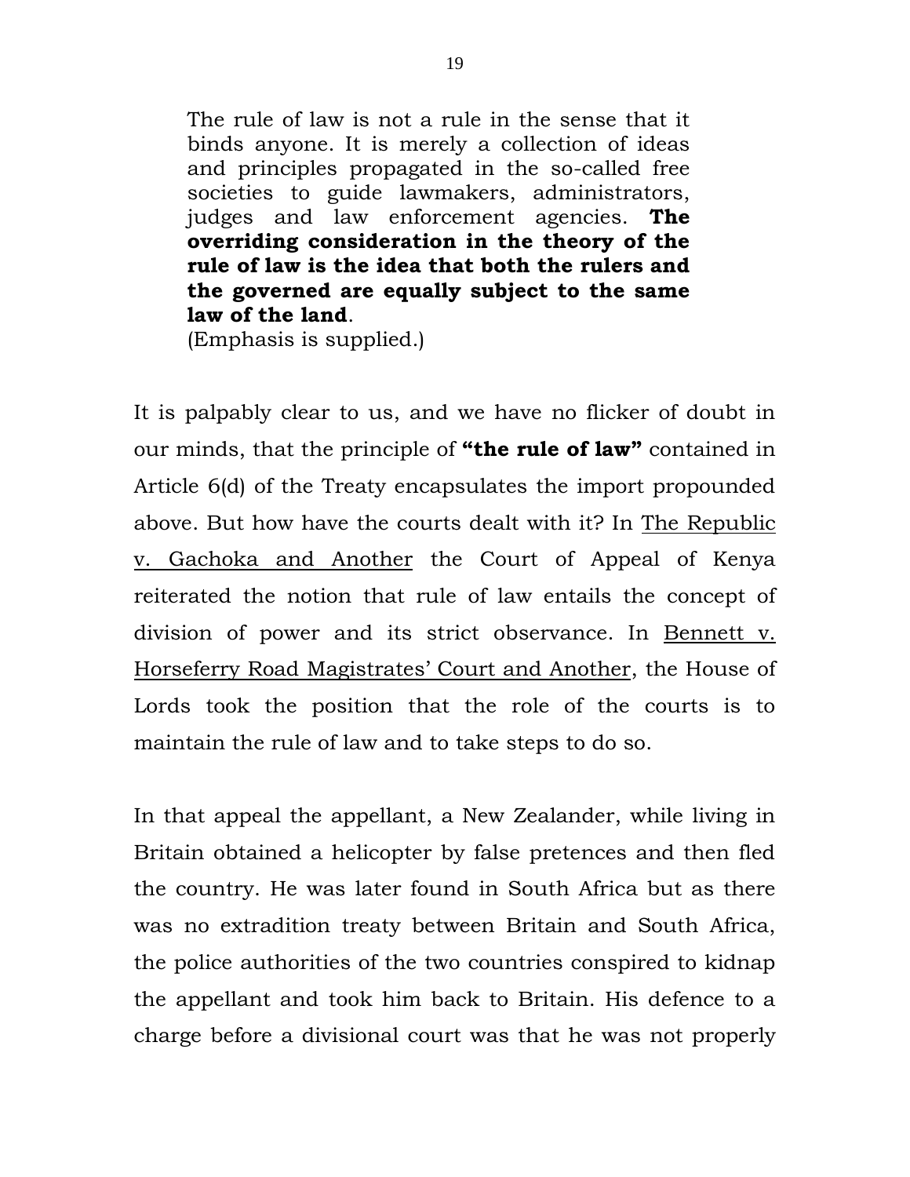> The rule of law is not a rule in the sense that it binds anyone. It is merely a collection of ideas and principles propagated in the so-called free societies to guide lawmakers, administrators, judges and law enforcement agencies. **The overriding consideration in the theory of the rule of law is the idea that both the rulers and the governed are equally subject to the same law of the land**.
> (Emphasis is supplied.)

It is palpably clear to us, and we have no flicker of doubt in our minds, that the principle of **"the rule of law"** contained in Article 6(d) of the Treaty encapsulates the import propounded above. But how have the courts dealt with it? In <u>The Republic v. Gachoka and Another</u> the Court of Appeal of Kenya reiterated the notion that rule of law entails the concept of division of power and its strict observance. In <u>Bennett v. Horseferry Road Magistrates' Court and Another</u>, the House of Lords took the position that the role of the courts is to maintain the rule of law and to take steps to do so.

In that appeal the appellant, a New Zealander, while living in Britain obtained a helicopter by false pretences and then fled the country. He was later found in South Africa but as there was no extradition treaty between Britain and South Africa, the police authorities of the two countries conspired to kidnap the appellant and took him back to Britain. His defence to a charge before a divisional court was that he was not properly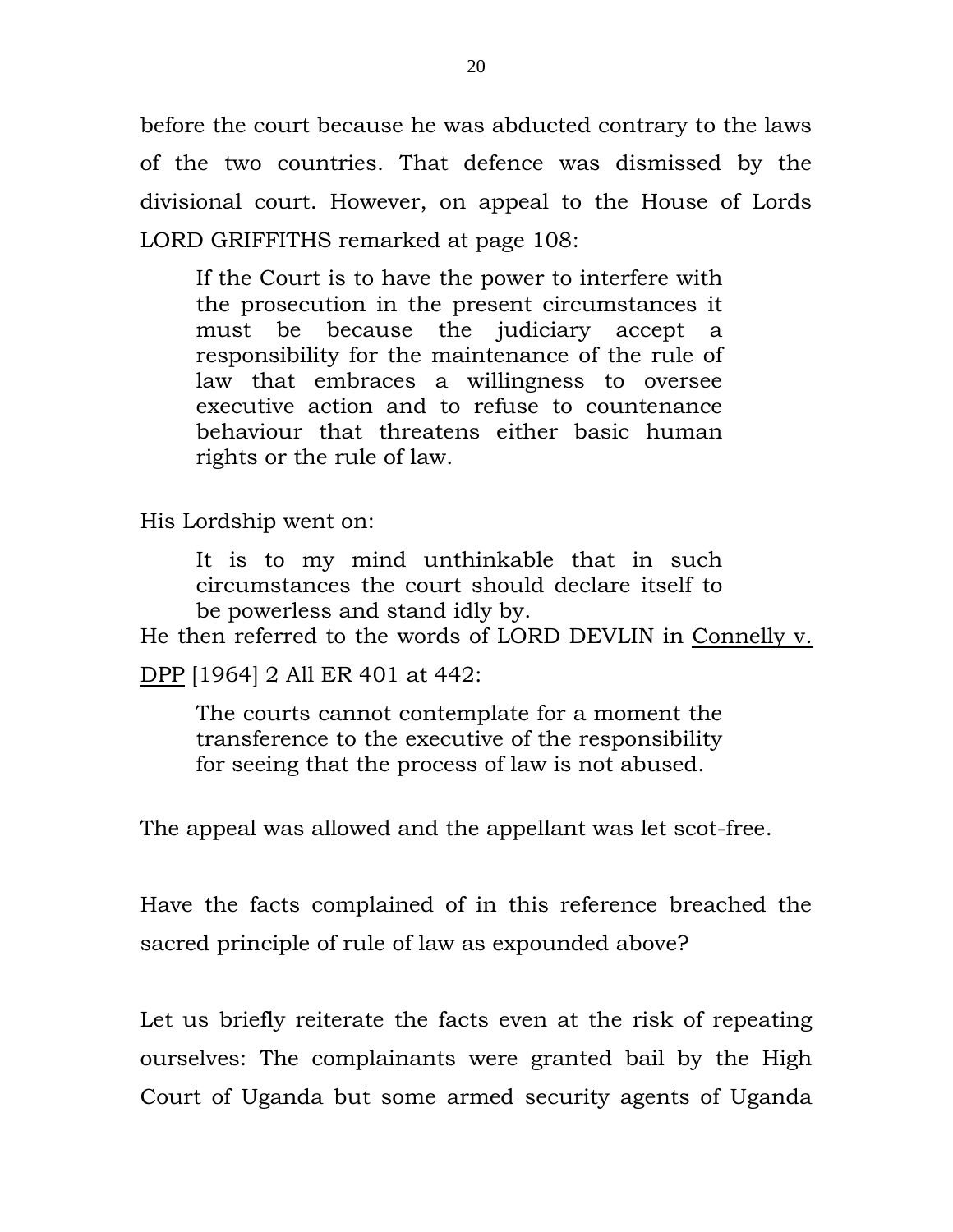before the court because he was abducted contrary to the laws of the two countries. That defence was dismissed by the divisional court. However, on appeal to the House of Lords LORD GRIFFITHS remarked at page 108:

> If the Court is to have the power to interfere with the prosecution in the present circumstances it must be because the judiciary accept a responsibility for the maintenance of the rule of law that embraces a willingness to oversee executive action and to refuse to countenance behaviour that threatens either basic human rights or the rule of law.

His Lordship went on:

> It is to my mind unthinkable that in such circumstances the court should declare itself to be powerless and stand idly by.

He then referred to the words of LORD DEVLIN in Connelly v. DPP [1964] 2 All ER 401 at 442:

> The courts cannot contemplate for a moment the transference to the executive of the responsibility for seeing that the process of law is not abused.

The appeal was allowed and the appellant was let scot-free.

Have the facts complained of in this reference breached the sacred principle of rule of law as expounded above?

Let us briefly reiterate the facts even at the risk of repeating ourselves: The complainants were granted bail by the High Court of Uganda but some armed security agents of Uganda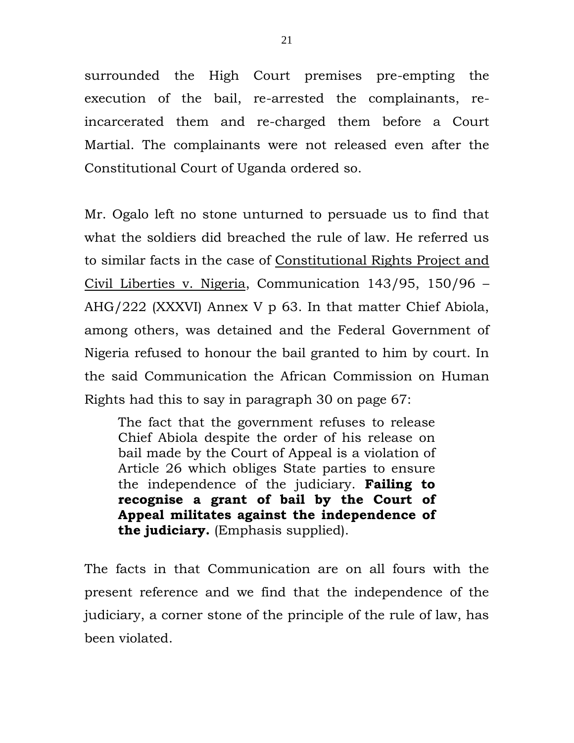surrounded the High Court premises pre-empting the execution of the bail, re-arrested the complainants, re-incarcerated them and re-charged them before a Court Martial. The complainants were not released even after the Constitutional Court of Uganda ordered so.

Mr. Ogalo left no stone unturned to persuade us to find that what the soldiers did breached the rule of law. He referred us to similar facts in the case of <u>Constitutional Rights Project and Civil Liberties v. Nigeria</u>, Communication 143/95, 150/96 – AHG/222 (XXXVI) Annex V p 63. In that matter Chief Abiola, among others, was detained and the Federal Government of Nigeria refused to honour the bail granted to him by court. In the said Communication the African Commission on Human Rights had this to say in paragraph 30 on page 67:

> The fact that the government refuses to release Chief Abiola despite the order of his release on bail made by the Court of Appeal is a violation of Article 26 which obliges State parties to ensure the independence of the judiciary. **Failing to recognise a grant of bail by the Court of Appeal militates against the independence of the judiciary.** (Emphasis supplied).

The facts in that Communication are on all fours with the present reference and we find that the independence of the judiciary, a corner stone of the principle of the rule of law, has been violated.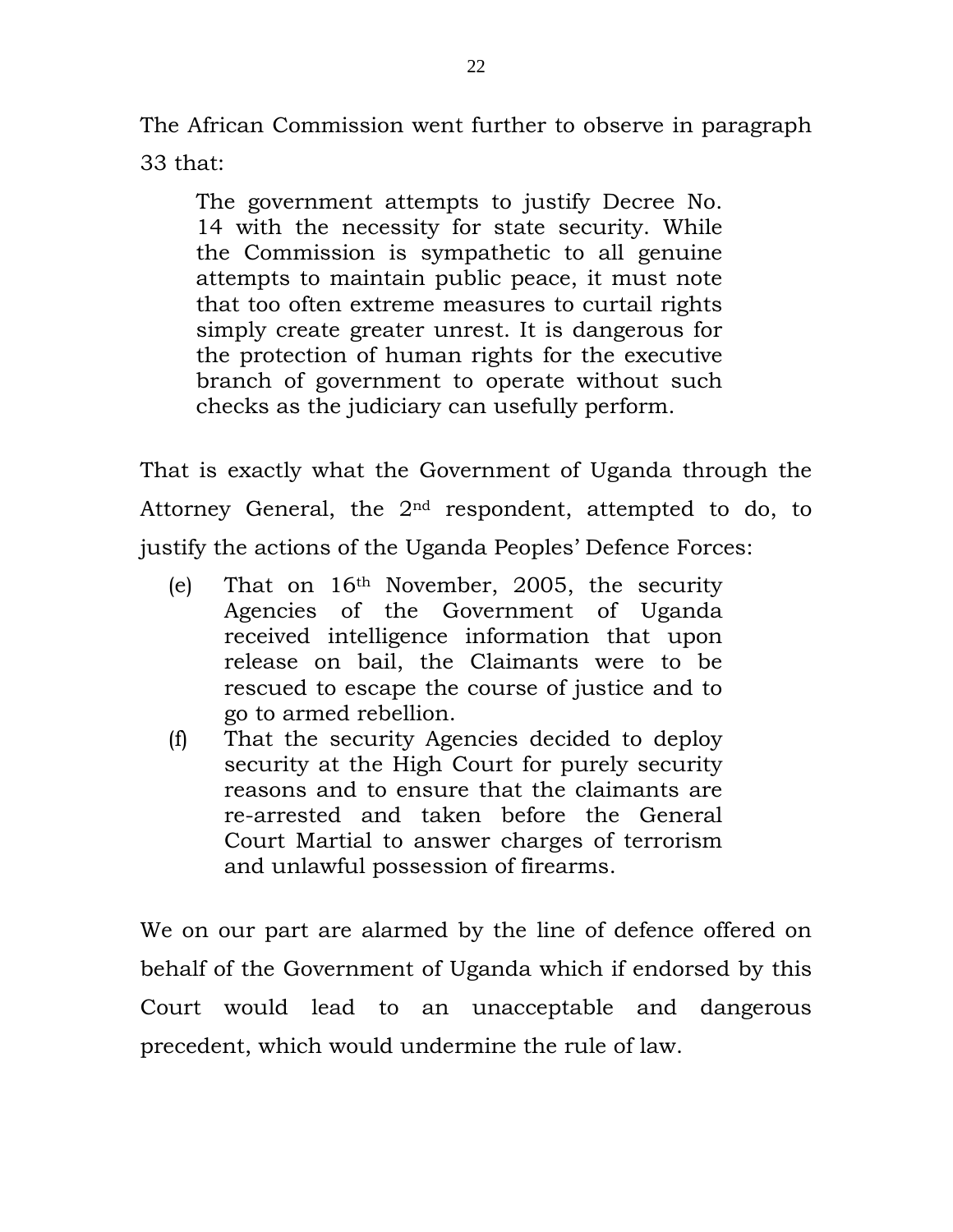The African Commission went further to observe in paragraph 33 that:

> The government attempts to justify Decree No. 14 with the necessity for state security. While the Commission is sympathetic to all genuine attempts to maintain public peace, it must note that too often extreme measures to curtail rights simply create greater unrest. It is dangerous for the protection of human rights for the executive branch of government to operate without such checks as the judiciary can usefully perform.

That is exactly what the Government of Uganda through the Attorney General, the 2nd respondent, attempted to do, to justify the actions of the Uganda Peoples' Defence Forces:

> (e) That on 16th November, 2005, the security Agencies of the Government of Uganda received intelligence information that upon release on bail, the Claimants were to be rescued to escape the course of justice and to go to armed rebellion.
>
> (f) That the security Agencies decided to deploy security at the High Court for purely security reasons and to ensure that the claimants are re-arrested and taken before the General Court Martial to answer charges of terrorism and unlawful possession of firearms.

We on our part are alarmed by the line of defence offered on behalf of the Government of Uganda which if endorsed by this Court would lead to an unacceptable and dangerous precedent, which would undermine the rule of law.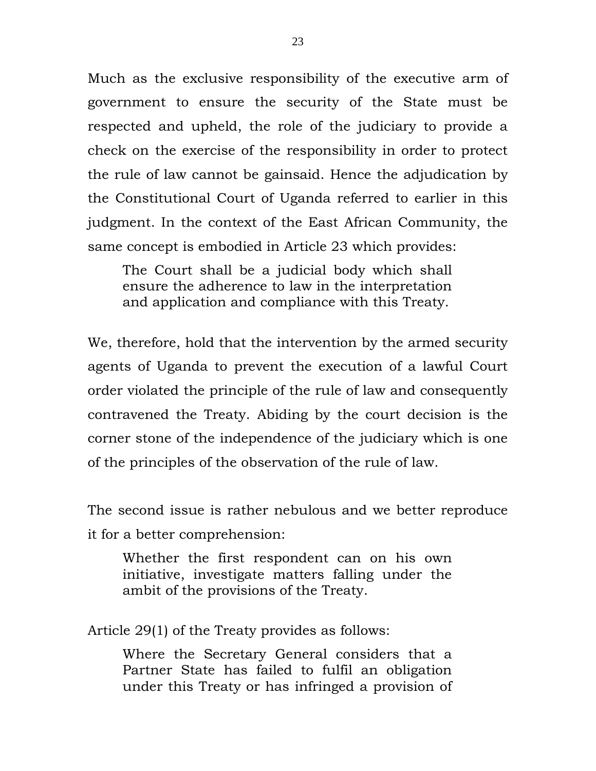Much as the exclusive responsibility of the executive arm of government to ensure the security of the State must be respected and upheld, the role of the judiciary to provide a check on the exercise of the responsibility in order to protect the rule of law cannot be gainsaid. Hence the adjudication by the Constitutional Court of Uganda referred to earlier in this judgment. In the context of the East African Community, the same concept is embodied in Article 23 which provides:

> The Court shall be a judicial body which shall ensure the adherence to law in the interpretation and application and compliance with this Treaty.

We, therefore, hold that the intervention by the armed security agents of Uganda to prevent the execution of a lawful Court order violated the principle of the rule of law and consequently contravened the Treaty. Abiding by the court decision is the corner stone of the independence of the judiciary which is one of the principles of the observation of the rule of law.

The second issue is rather nebulous and we better reproduce it for a better comprehension:

> Whether the first respondent can on his own initiative, investigate matters falling under the ambit of the provisions of the Treaty.

Article 29(1) of the Treaty provides as follows:

> Where the Secretary General considers that a Partner State has failed to fulfil an obligation under this Treaty or has infringed a provision of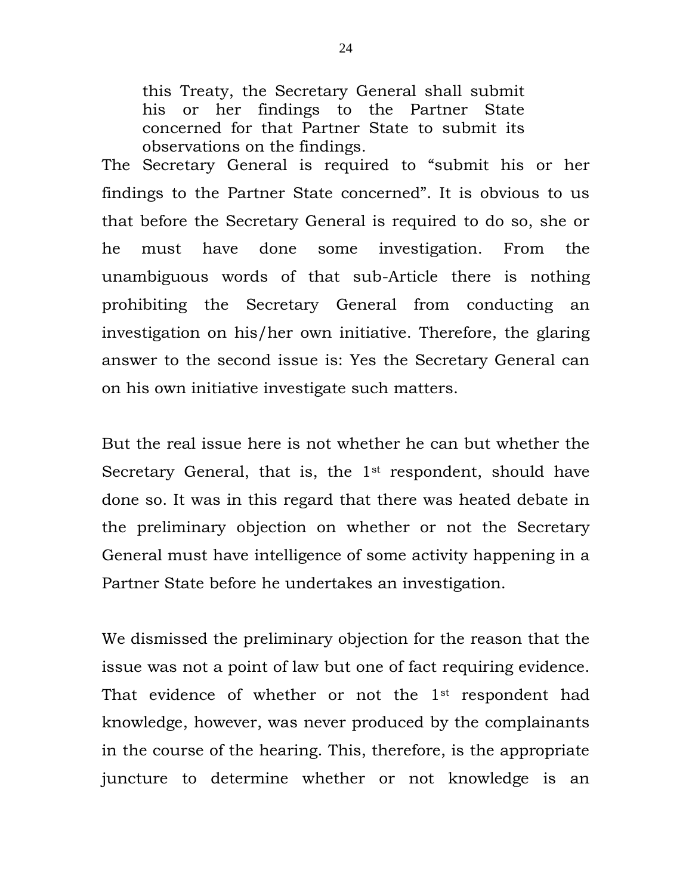> this Treaty, the Secretary General shall submit his or her findings to the Partner State concerned for that Partner State to submit its observations on the findings.

The Secretary General is required to "submit his or her findings to the Partner State concerned". It is obvious to us that before the Secretary General is required to do so, she or he must have done some investigation. From the unambiguous words of that sub-Article there is nothing prohibiting the Secretary General from conducting an investigation on his/her own initiative. Therefore, the glaring answer to the second issue is: Yes the Secretary General can on his own initiative investigate such matters.

But the real issue here is not whether he can but whether the Secretary General, that is, the 1st respondent, should have done so. It was in this regard that there was heated debate in the preliminary objection on whether or not the Secretary General must have intelligence of some activity happening in a Partner State before he undertakes an investigation.

We dismissed the preliminary objection for the reason that the issue was not a point of law but one of fact requiring evidence. That evidence of whether or not the 1st respondent had knowledge, however, was never produced by the complainants in the course of the hearing. This, therefore, is the appropriate juncture to determine whether or not knowledge is an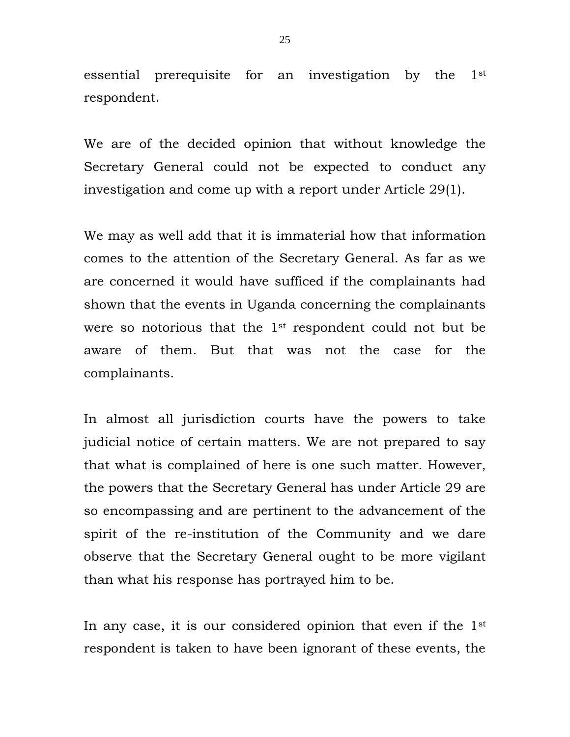essential prerequisite for an investigation by the 1st respondent.

We are of the decided opinion that without knowledge the Secretary General could not be expected to conduct any investigation and come up with a report under Article 29(1).

We may as well add that it is immaterial how that information comes to the attention of the Secretary General. As far as we are concerned it would have sufficed if the complainants had shown that the events in Uganda concerning the complainants were so notorious that the 1st respondent could not but be aware of them. But that was not the case for the complainants.

In almost all jurisdiction courts have the powers to take judicial notice of certain matters. We are not prepared to say that what is complained of here is one such matter. However, the powers that the Secretary General has under Article 29 are so encompassing and are pertinent to the advancement of the spirit of the re-institution of the Community and we dare observe that the Secretary General ought to be more vigilant than what his response has portrayed him to be.

In any case, it is our considered opinion that even if the 1st respondent is taken to have been ignorant of these events, the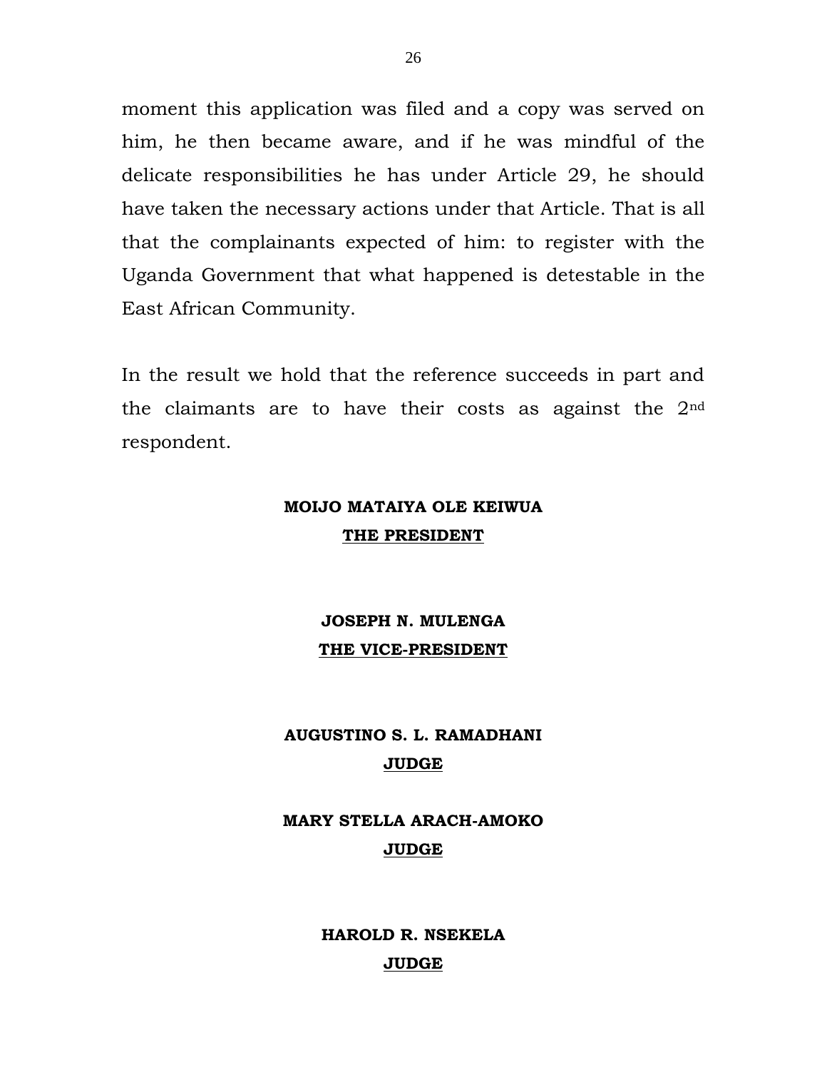moment this application was filed and a copy was served on him, he then became aware, and if he was mindful of the delicate responsibilities he has under Article 29, he should have taken the necessary actions under that Article. That is all that the complainants expected of him: to register with the Uganda Government that what happened is detestable in the East African Community.

In the result we hold that the reference succeeds in part and the claimants are to have their costs as against the 2nd respondent.

**MOIJO MATAIYA OLE KEIWUA**
**THE PRESIDENT**

**JOSEPH N. MULENGA**
**THE VICE-PRESIDENT**

**AUGUSTINO S. L. RAMADHANI**
**JUDGE**

**MARY STELLA ARACH-AMOKO**
**JUDGE**

**HAROLD R. NSEKELA**
**JUDGE**